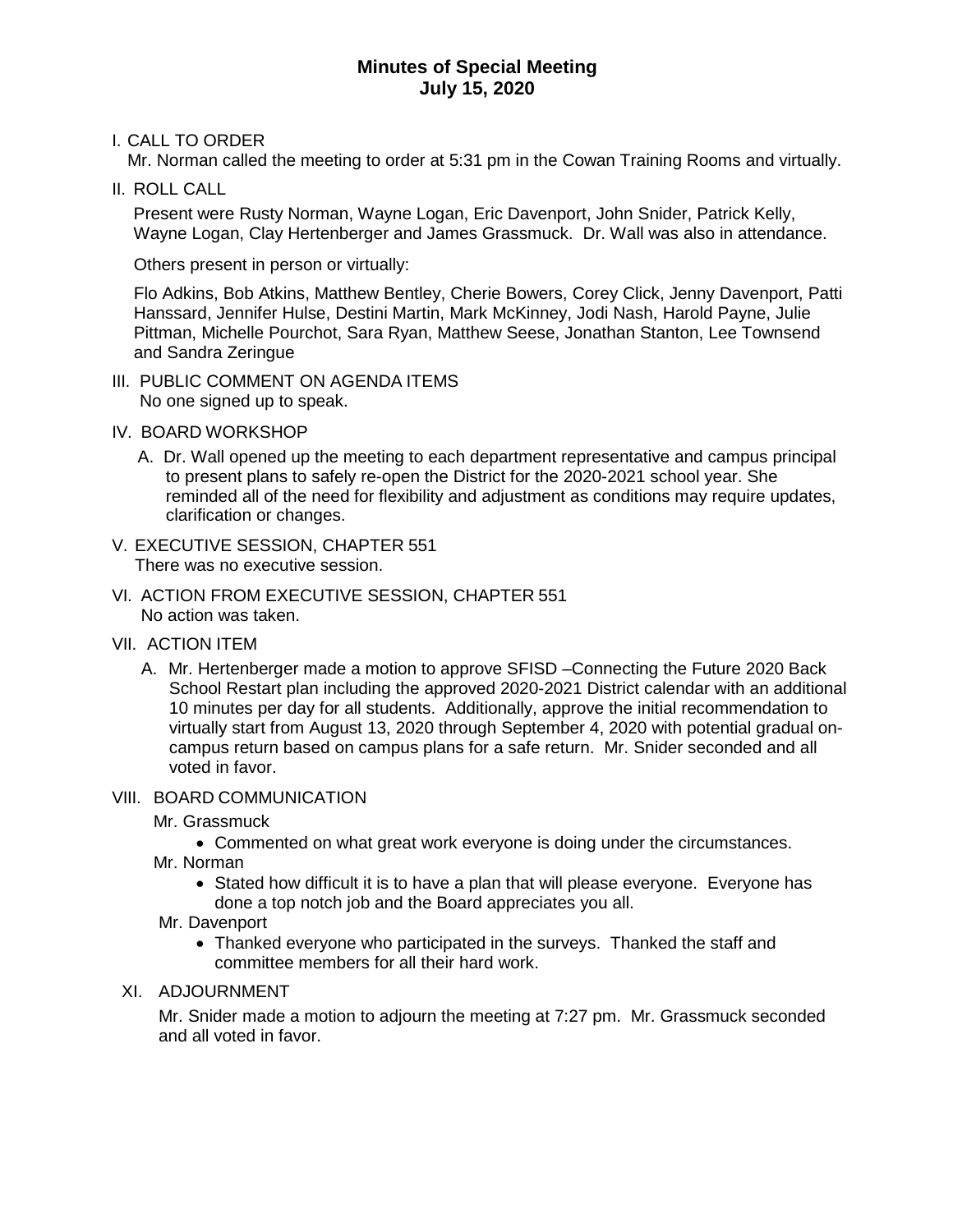# Minutes of Special Meeting
## July 15, 2020

I. CALL TO ORDER

Mr. Norman called the meeting to order at 5:31 pm in the Cowan Training Rooms and virtually.

II. ROLL CALL

Present were Rusty Norman, Wayne Logan, Eric Davenport, John Snider, Patrick Kelly, Wayne Logan, Clay Hertenberger and James Grassmuck. Dr. Wall was also in attendance.

Others present in person or virtually:

Flo Adkins, Bob Atkins, Matthew Bentley, Cherie Bowers, Corey Click, Jenny Davenport, Patti Hanssard, Jennifer Hulse, Destini Martin, Mark McKinney, Jodi Nash, Harold Payne, Julie Pittman, Michelle Pourchot, Sara Ryan, Matthew Seese, Jonathan Stanton, Lee Townsend and Sandra Zeringue

III. PUBLIC COMMENT ON AGENDA ITEMS

No one signed up to speak.

IV. BOARD WORKSHOP

A. Dr. Wall opened up the meeting to each department representative and campus principal to present plans to safely re-open the District for the 2020-2021 school year. She reminded all of the need for flexibility and adjustment as conditions may require updates, clarification or changes.

V. EXECUTIVE SESSION, CHAPTER 551

There was no executive session.

VI. ACTION FROM EXECUTIVE SESSION, CHAPTER 551

No action was taken.

VII. ACTION ITEM

A. Mr. Hertenberger made a motion to approve SFISD –Connecting the Future 2020 Back School Restart plan including the approved 2020-2021 District calendar with an additional 10 minutes per day for all students. Additionally, approve the initial recommendation to virtually start from August 13, 2020 through September 4, 2020 with potential gradual on-campus return based on campus plans for a safe return. Mr. Snider seconded and all voted in favor.

VIII. BOARD COMMUNICATION

Mr. Grassmuck

- Commented on what great work everyone is doing under the circumstances.

Mr. Norman

- Stated how difficult it is to have a plan that will please everyone. Everyone has done a top notch job and the Board appreciates you all.

Mr. Davenport

- Thanked everyone who participated in the surveys. Thanked the staff and committee members for all their hard work.

XI. ADJOURNMENT

Mr. Snider made a motion to adjourn the meeting at 7:27 pm. Mr. Grassmuck seconded and all voted in favor.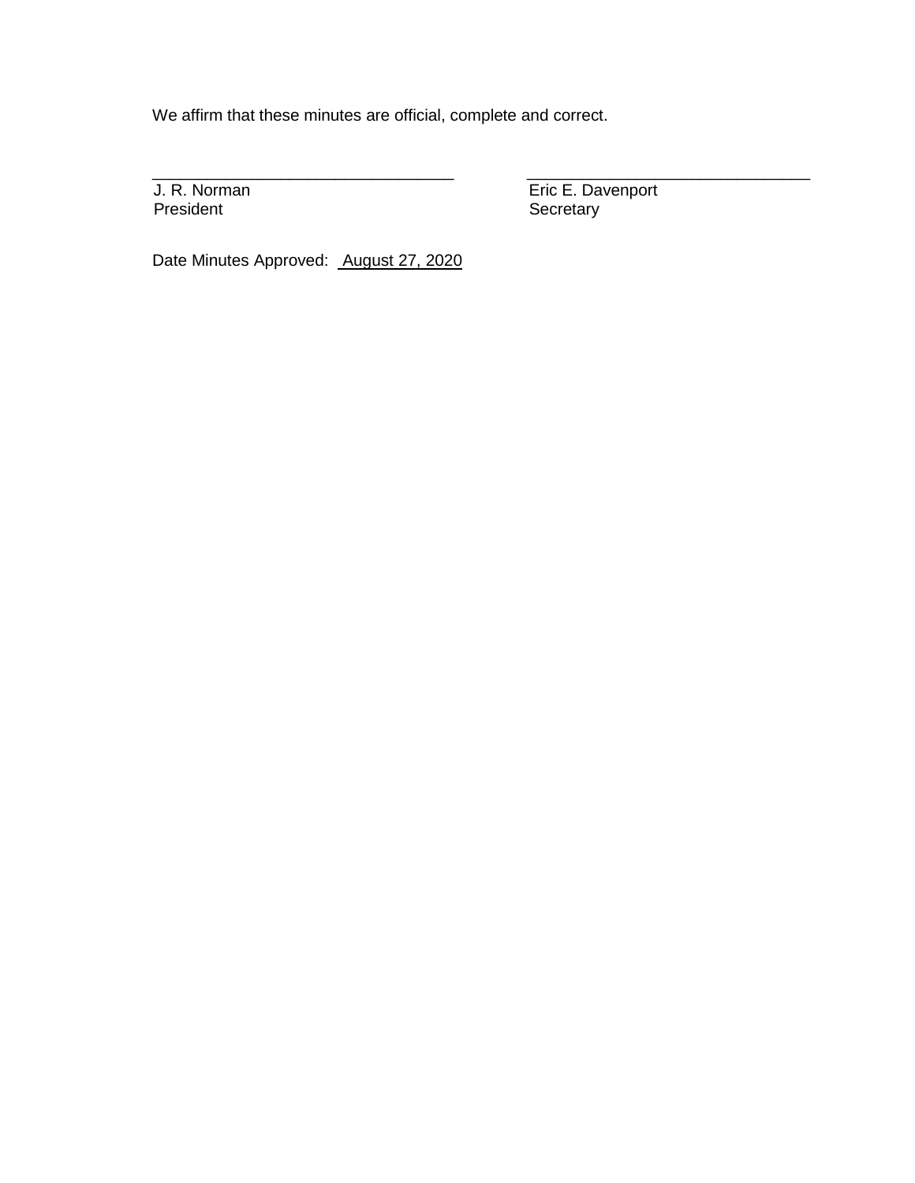We affirm that these minutes are official, complete and correct.

| | |
|---|---|
| \_\_\_\_\_\_\_\_\_\_\_\_\_\_\_\_\_\_\_\_\_\_\_\_\_\_\_\_\_\_\_\_ | \_\_\_\_\_\_\_\_\_\_\_\_\_\_\_\_\_\_\_\_\_\_\_\_\_\_\_\_\_\_\_\_ |
| J. R. Norman | Eric E. Davenport |
| President | Secretary |

Date Minutes Approved: August 27, 2020